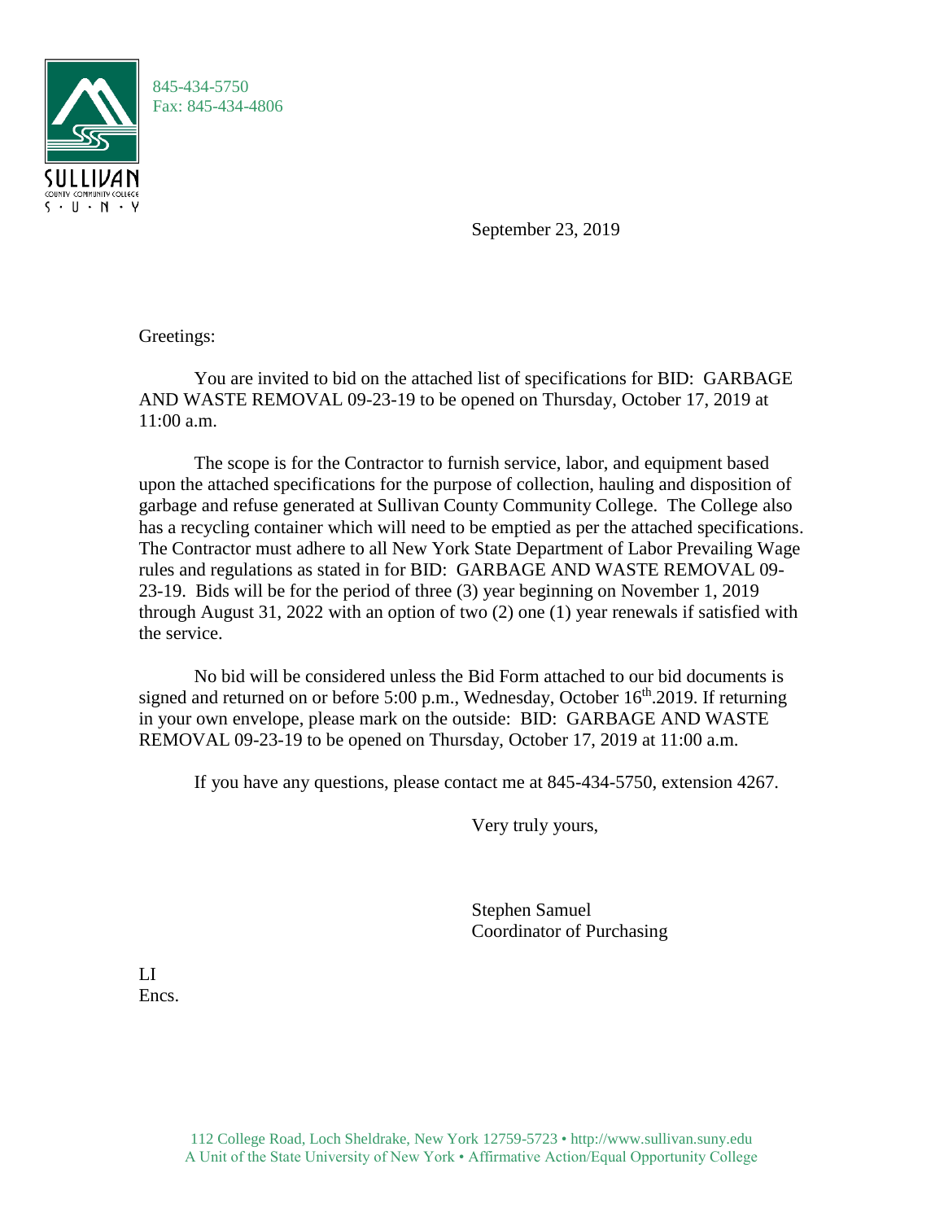845-434-5750
Fax: 845-434-4806

SULLIVAN
COUNTY COMMUNITY COLLEGE
S · U · N · Y

September 23, 2019

Greetings:

You are invited to bid on the attached list of specifications for BID: GARBAGE AND WASTE REMOVAL 09-23-19 to be opened on Thursday, October 17, 2019 at 11:00 a.m.

The scope is for the Contractor to furnish service, labor, and equipment based upon the attached specifications for the purpose of collection, hauling and disposition of garbage and refuse generated at Sullivan County Community College. The College also has a recycling container which will need to be emptied as per the attached specifications. The Contractor must adhere to all New York State Department of Labor Prevailing Wage rules and regulations as stated in for BID: GARBAGE AND WASTE REMOVAL 09-23-19. Bids will be for the period of three (3) year beginning on November 1, 2019 through August 31, 2022 with an option of two (2) one (1) year renewals if satisfied with the service.

No bid will be considered unless the Bid Form attached to our bid documents is signed and returned on or before 5:00 p.m., Wednesday, October 16th.2019. If returning in your own envelope, please mark on the outside: BID: GARBAGE AND WASTE REMOVAL 09-23-19 to be opened on Thursday, October 17, 2019 at 11:00 a.m.

If you have any questions, please contact me at 845-434-5750, extension 4267.

Very truly yours,

Stephen Samuel
Coordinator of Purchasing

LI
Encs.

112 College Road, Loch Sheldrake, New York 12759-5723 • http://www.sullivan.suny.edu
A Unit of the State University of New York • Affirmative Action/Equal Opportunity College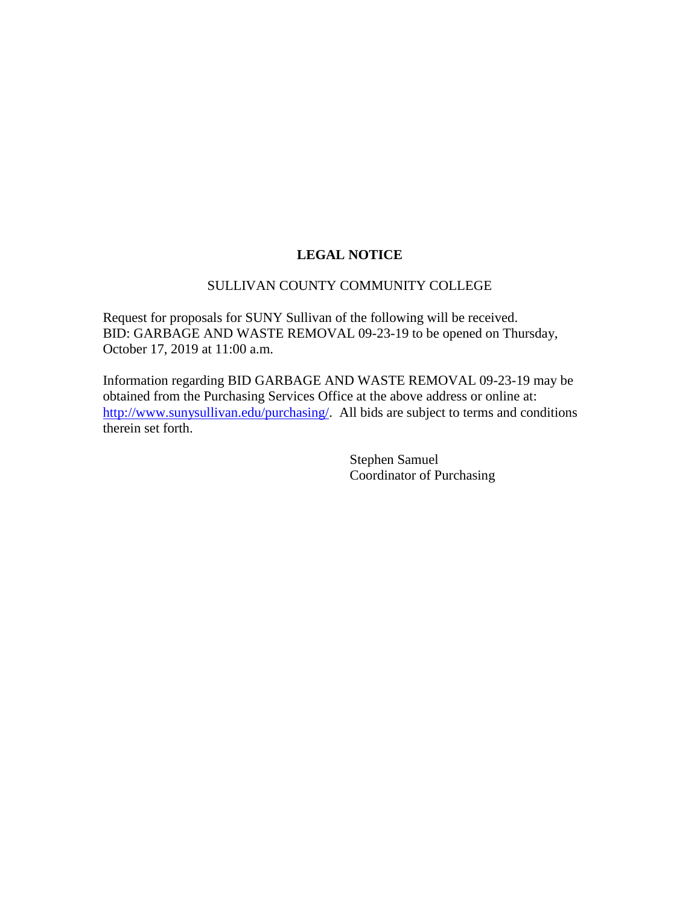# LEGAL NOTICE

SULLIVAN COUNTY COMMUNITY COLLEGE

Request for proposals for SUNY Sullivan of the following will be received. BID: GARBAGE AND WASTE REMOVAL 09-23-19 to be opened on Thursday, October 17, 2019 at 11:00 a.m.

Information regarding BID GARBAGE AND WASTE REMOVAL 09-23-19 may be obtained from the Purchasing Services Office at the above address or online at: http://www.sunysullivan.edu/purchasing/. All bids are subject to terms and conditions therein set forth.

Stephen Samuel
Coordinator of Purchasing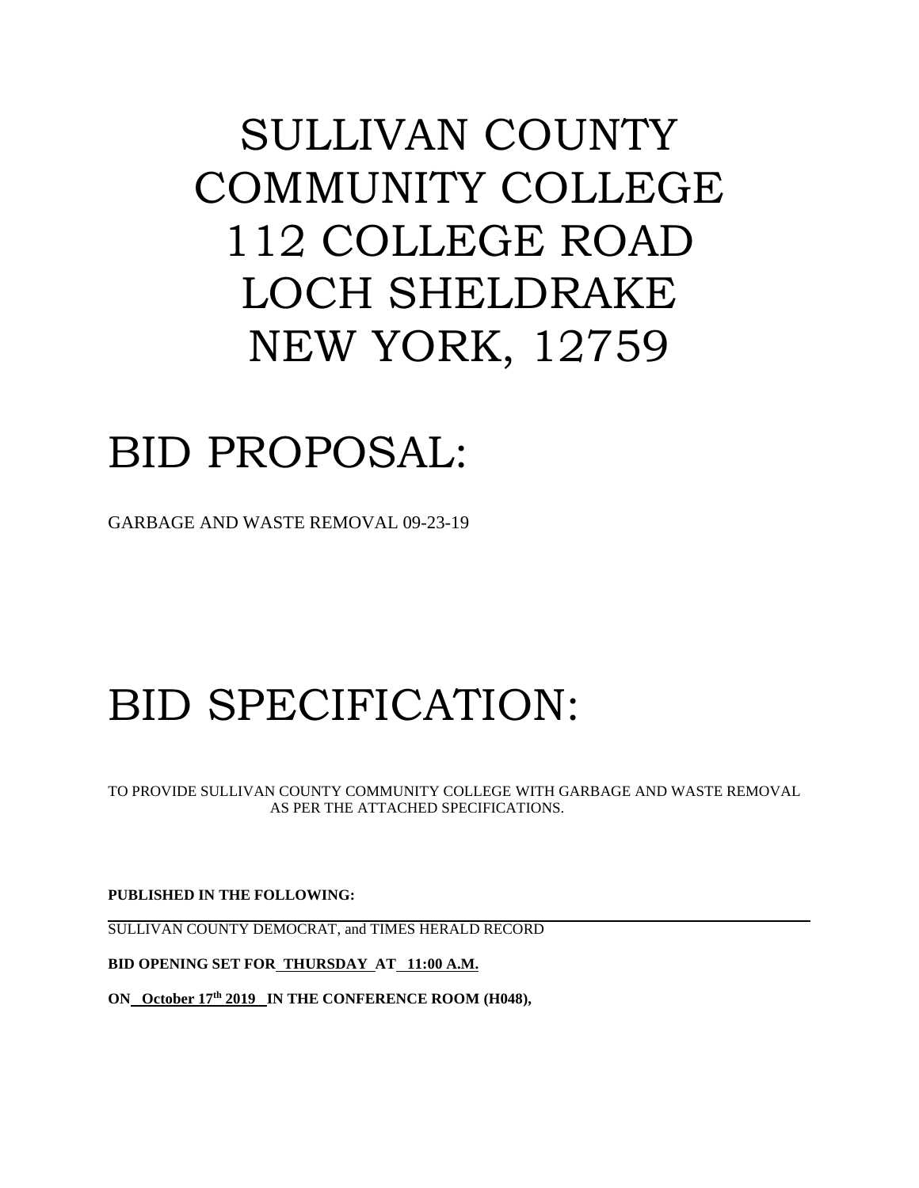# SULLIVAN COUNTY COMMUNITY COLLEGE 112 COLLEGE ROAD LOCH SHELDRAKE NEW YORK, 12759

# BID PROPOSAL:

GARBAGE AND WASTE REMOVAL 09-23-19

# BID SPECIFICATION:

TO PROVIDE SULLIVAN COUNTY COMMUNITY COLLEGE WITH GARBAGE AND WASTE REMOVAL AS PER THE ATTACHED SPECIFICATIONS.

**PUBLISHED IN THE FOLLOWING:**

SULLIVAN COUNTY DEMOCRAT, and TIMES HERALD RECORD

**BID OPENING SET FOR THURSDAY AT 11:00 A.M.**

**ON October 17th 2019 IN THE CONFERENCE ROOM (H048),**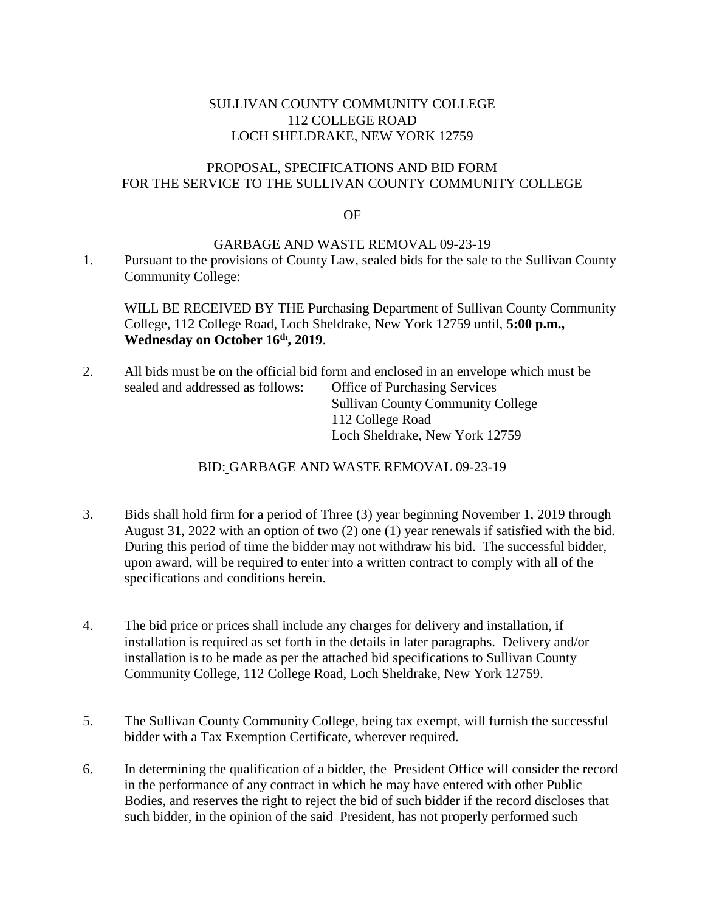SULLIVAN COUNTY COMMUNITY COLLEGE
112 COLLEGE ROAD
LOCH SHELDRAKE, NEW YORK 12759

PROPOSAL, SPECIFICATIONS AND BID FORM
FOR THE SERVICE TO THE SULLIVAN COUNTY COMMUNITY COLLEGE

OF

GARBAGE AND WASTE REMOVAL 09-23-19

1. Pursuant to the provisions of County Law, sealed bids for the sale to the Sullivan County Community College:

   WILL BE RECEIVED BY THE Purchasing Department of Sullivan County Community College, 112 College Road, Loch Sheldrake, New York 12759 until, **5:00 p.m., Wednesday on October 16th, 2019**.

2. All bids must be on the official bid form and enclosed in an envelope which must be sealed and addressed as follows:

   Office of Purchasing Services
   Sullivan County Community College
   112 College Road
   Loch Sheldrake, New York 12759

   BID: GARBAGE AND WASTE REMOVAL 09-23-19

3. Bids shall hold firm for a period of Three (3) year beginning November 1, 2019 through August 31, 2022 with an option of two (2) one (1) year renewals if satisfied with the bid. During this period of time the bidder may not withdraw his bid. The successful bidder, upon award, will be required to enter into a written contract to comply with all of the specifications and conditions herein.

4. The bid price or prices shall include any charges for delivery and installation, if installation is required as set forth in the details in later paragraphs. Delivery and/or installation is to be made as per the attached bid specifications to Sullivan County Community College, 112 College Road, Loch Sheldrake, New York 12759.

5. The Sullivan County Community College, being tax exempt, will furnish the successful bidder with a Tax Exemption Certificate, wherever required.

6. In determining the qualification of a bidder, the President Office will consider the record in the performance of any contract in which he may have entered with other Public Bodies, and reserves the right to reject the bid of such bidder if the record discloses that such bidder, in the opinion of the said President, has not properly performed such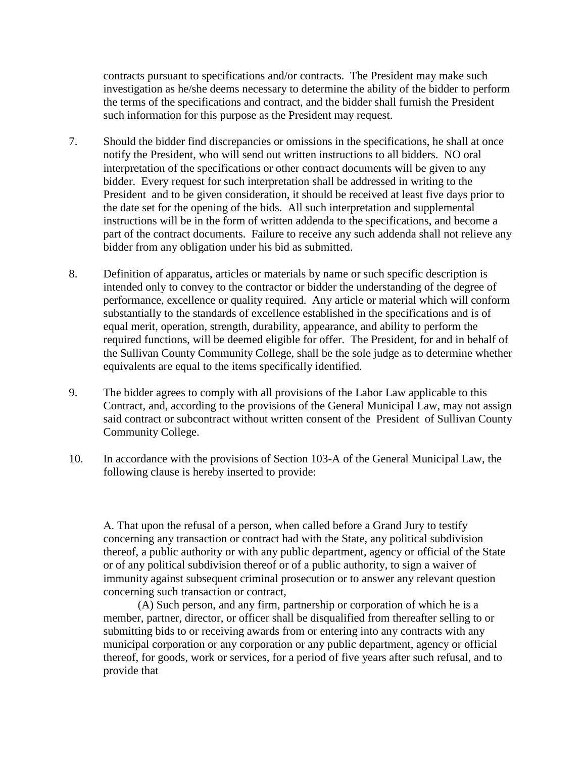contracts pursuant to specifications and/or contracts. The President may make such investigation as he/she deems necessary to determine the ability of the bidder to perform the terms of the specifications and contract, and the bidder shall furnish the President such information for this purpose as the President may request.

7. Should the bidder find discrepancies or omissions in the specifications, he shall at once notify the President, who will send out written instructions to all bidders. NO oral interpretation of the specifications or other contract documents will be given to any bidder. Every request for such interpretation shall be addressed in writing to the President and to be given consideration, it should be received at least five days prior to the date set for the opening of the bids. All such interpretation and supplemental instructions will be in the form of written addenda to the specifications, and become a part of the contract documents. Failure to receive any such addenda shall not relieve any bidder from any obligation under his bid as submitted.

8. Definition of apparatus, articles or materials by name or such specific description is intended only to convey to the contractor or bidder the understanding of the degree of performance, excellence or quality required. Any article or material which will conform substantially to the standards of excellence established in the specifications and is of equal merit, operation, strength, durability, appearance, and ability to perform the required functions, will be deemed eligible for offer. The President, for and in behalf of the Sullivan County Community College, shall be the sole judge as to determine whether equivalents are equal to the items specifically identified.

9. The bidder agrees to comply with all provisions of the Labor Law applicable to this Contract, and, according to the provisions of the General Municipal Law, may not assign said contract or subcontract without written consent of the President of Sullivan County Community College.

10. In accordance with the provisions of Section 103-A of the General Municipal Law, the following clause is hereby inserted to provide:

A. That upon the refusal of a person, when called before a Grand Jury to testify concerning any transaction or contract had with the State, any political subdivision thereof, a public authority or with any public department, agency or official of the State or of any political subdivision thereof or of a public authority, to sign a waiver of immunity against subsequent criminal prosecution or to answer any relevant question concerning such transaction or contract,

(A) Such person, and any firm, partnership or corporation of which he is a member, partner, director, or officer shall be disqualified from thereafter selling to or submitting bids to or receiving awards from or entering into any contracts with any municipal corporation or any corporation or any public department, agency or official thereof, for goods, work or services, for a period of five years after such refusal, and to provide that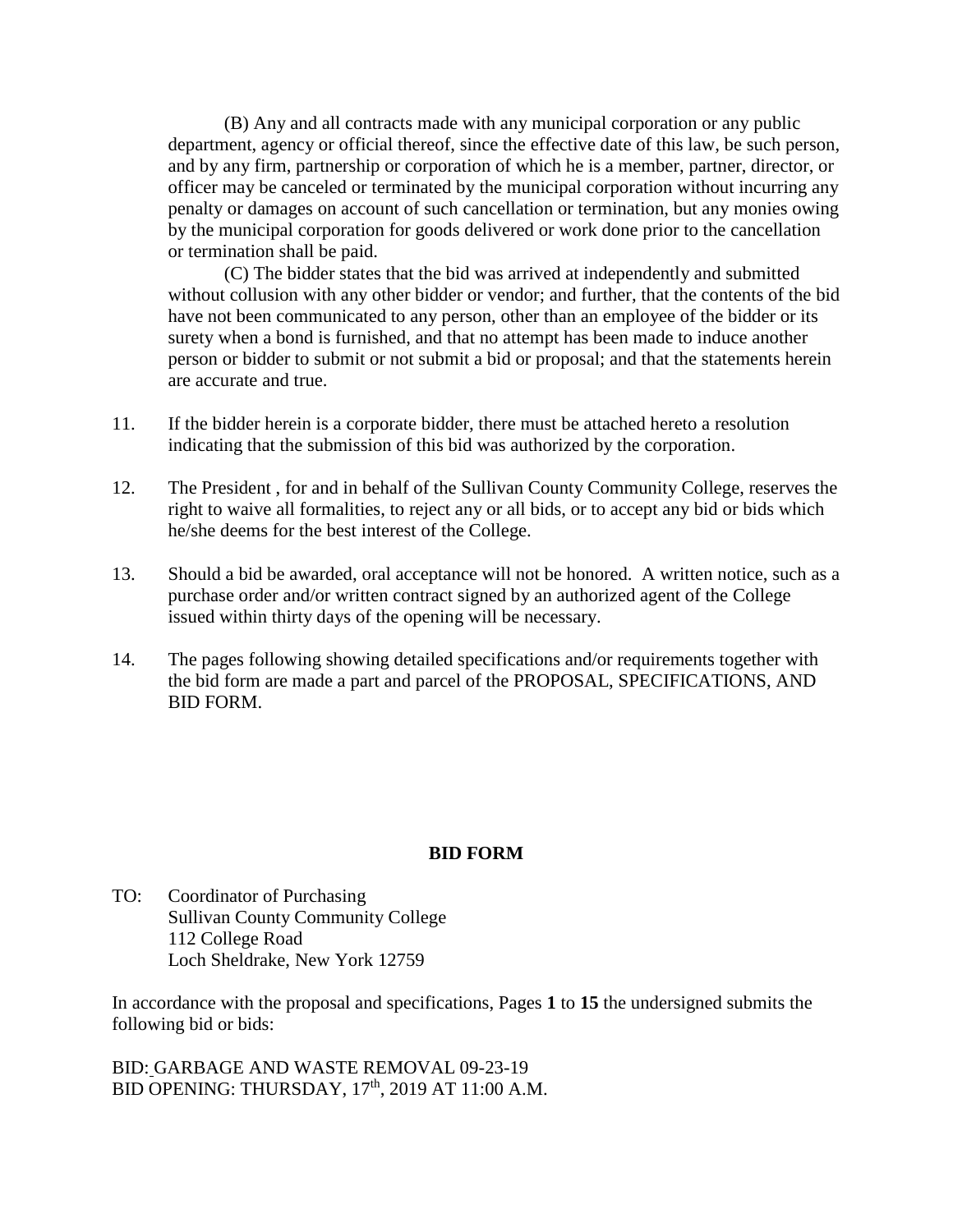(B) Any and all contracts made with any municipal corporation or any public department, agency or official thereof, since the effective date of this law, be such person, and by any firm, partnership or corporation of which he is a member, partner, director, or officer may be canceled or terminated by the municipal corporation without incurring any penalty or damages on account of such cancellation or termination, but any monies owing by the municipal corporation for goods delivered or work done prior to the cancellation or termination shall be paid.

(C) The bidder states that the bid was arrived at independently and submitted without collusion with any other bidder or vendor; and further, that the contents of the bid have not been communicated to any person, other than an employee of the bidder or its surety when a bond is furnished, and that no attempt has been made to induce another person or bidder to submit or not submit a bid or proposal; and that the statements herein are accurate and true.

11. If the bidder herein is a corporate bidder, there must be attached hereto a resolution indicating that the submission of this bid was authorized by the corporation.

12. The President , for and in behalf of the Sullivan County Community College, reserves the right to waive all formalities, to reject any or all bids, or to accept any bid or bids which he/she deems for the best interest of the College.

13. Should a bid be awarded, oral acceptance will not be honored. A written notice, such as a purchase order and/or written contract signed by an authorized agent of the College issued within thirty days of the opening will be necessary.

14. The pages following showing detailed specifications and/or requirements together with the bid form are made a part and parcel of the PROPOSAL, SPECIFICATIONS, AND BID FORM.

## BID FORM

TO: Coordinator of Purchasing
Sullivan County Community College
112 College Road
Loch Sheldrake, New York 12759

In accordance with the proposal and specifications, Pages **1** to **15** the undersigned submits the following bid or bids:

BID: GARBAGE AND WASTE REMOVAL 09-23-19
BID OPENING: THURSDAY, 17th, 2019 AT 11:00 A.M.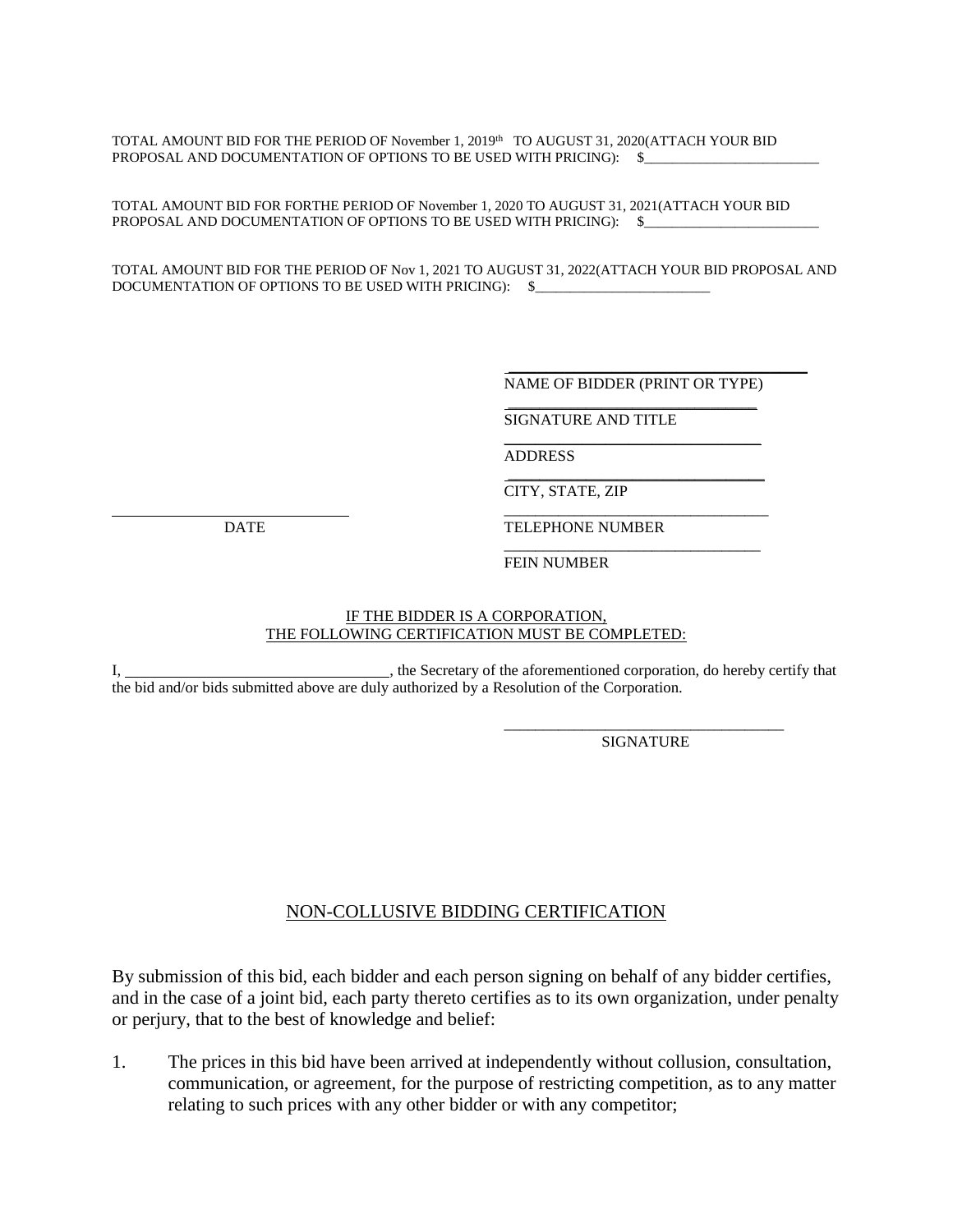TOTAL AMOUNT BID FOR THE PERIOD OF November 1, 2019th TO AUGUST 31, 2020(ATTACH YOUR BID PROPOSAL AND DOCUMENTATION OF OPTIONS TO BE USED WITH PRICING): $_________________________

TOTAL AMOUNT BID FOR FORTHE PERIOD OF November 1, 2020 TO AUGUST 31, 2021(ATTACH YOUR BID PROPOSAL AND DOCUMENTATION OF OPTIONS TO BE USED WITH PRICING): $_________________________

TOTAL AMOUNT BID FOR THE PERIOD OF Nov 1, 2021 TO AUGUST 31, 2022(ATTACH YOUR BID PROPOSAL AND DOCUMENTATION OF OPTIONS TO BE USED WITH PRICING): $_________________________

_________________________________
NAME OF BIDDER (PRINT OR TYPE)

_________________________________
SIGNATURE AND TITLE

_________________________________
ADDRESS

_________________________________
CITY, STATE, ZIP

_________________________________
DATE

_________________________________
TELEPHONE NUMBER

_________________________________
FEIN NUMBER

IF THE BIDDER IS A CORPORATION,
THE FOLLOWING CERTIFICATION MUST BE COMPLETED:

I, _________________________________, the Secretary of the aforementioned corporation, do hereby certify that the bid and/or bids submitted above are duly authorized by a Resolution of the Corporation.

_________________________________
SIGNATURE

## NON-COLLUSIVE BIDDING CERTIFICATION

By submission of this bid, each bidder and each person signing on behalf of any bidder certifies, and in the case of a joint bid, each party thereto certifies as to its own organization, under penalty or perjury, that to the best of knowledge and belief:

1. The prices in this bid have been arrived at independently without collusion, consultation, communication, or agreement, for the purpose of restricting competition, as to any matter relating to such prices with any other bidder or with any competitor;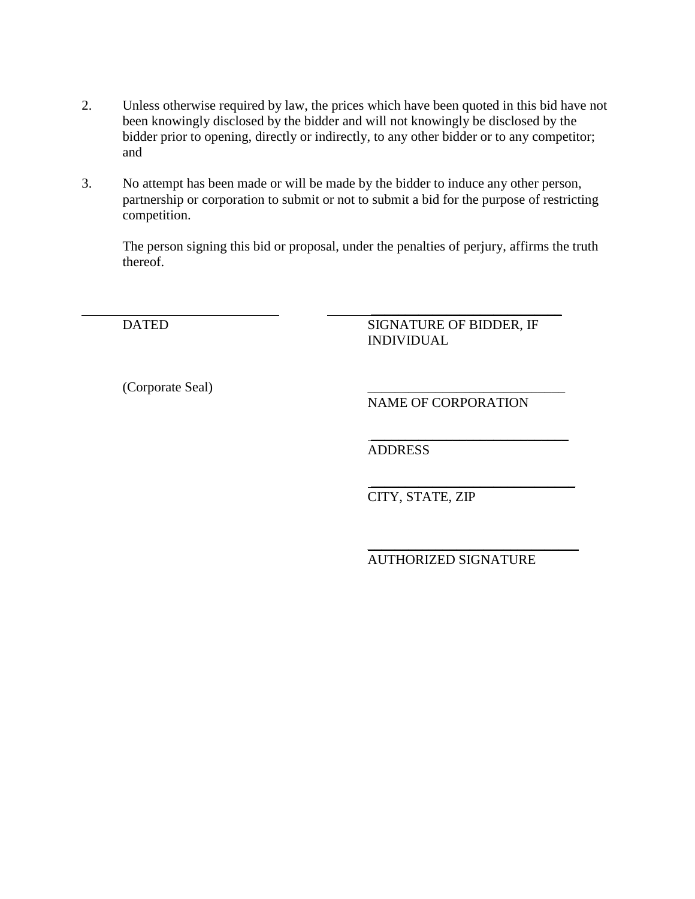2. Unless otherwise required by law, the prices which have been quoted in this bid have not been knowingly disclosed by the bidder and will not knowingly be disclosed by the bidder prior to opening, directly or indirectly, to any other bidder or to any competitor; and

3. No attempt has been made or will be made by the bidder to induce any other person, partnership or corporation to submit or not to submit a bid for the purpose of restricting competition.

The person signing this bid or proposal, under the penalties of perjury, affirms the truth thereof.

______________________________ ______________________________
DATED SIGNATURE OF BIDDER, IF INDIVIDUAL

(Corporate Seal) ______________________________
NAME OF CORPORATION

______________________________
ADDRESS

______________________________
CITY, STATE, ZIP

______________________________
AUTHORIZED SIGNATURE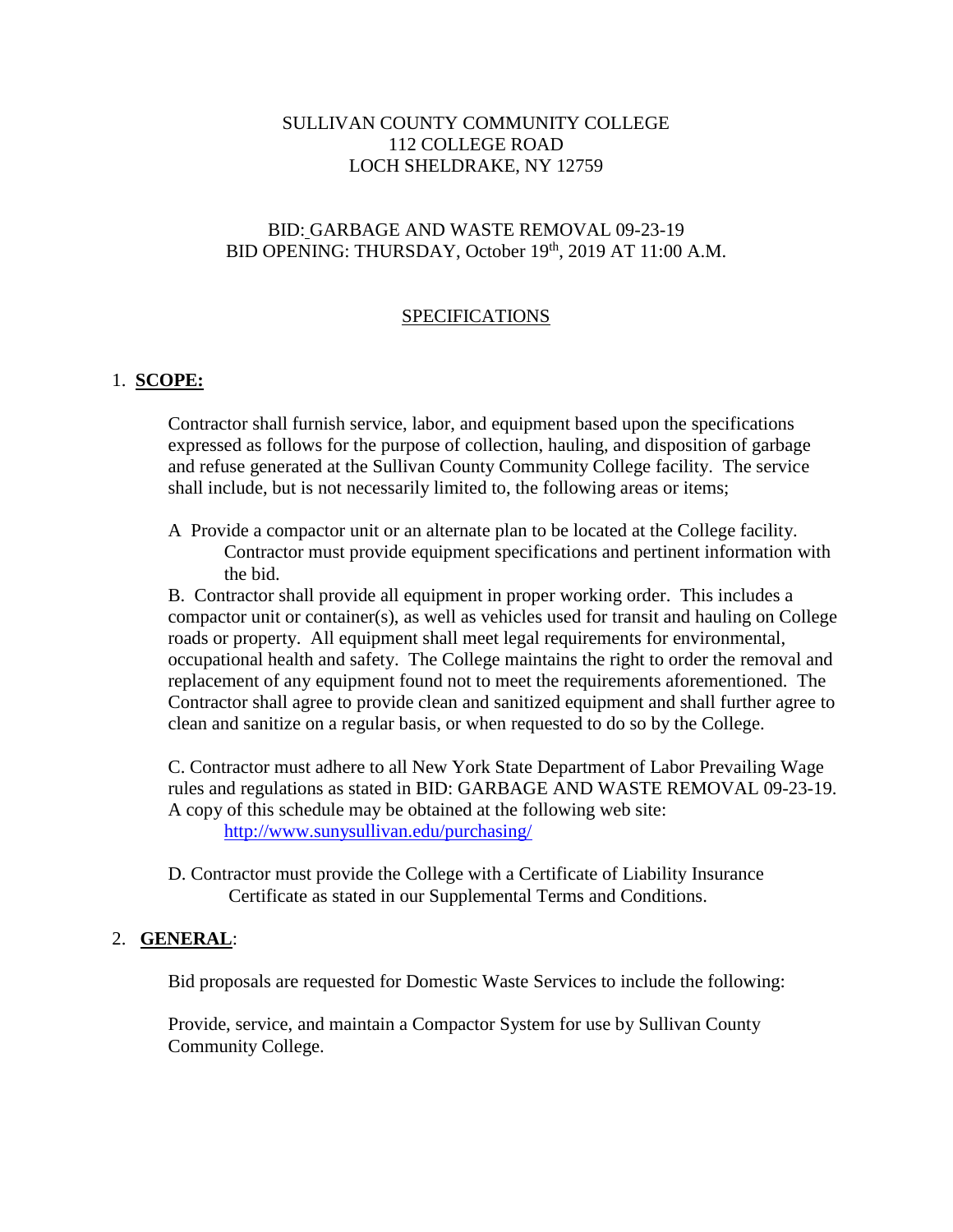SULLIVAN COUNTY COMMUNITY COLLEGE
112 COLLEGE ROAD
LOCH SHELDRAKE, NY 12759

BID: GARBAGE AND WASTE REMOVAL 09-23-19
BID OPENING: THURSDAY, October 19th, 2019 AT 11:00 A.M.

## SPECIFICATIONS

1. **SCOPE:**

   Contractor shall furnish service, labor, and equipment based upon the specifications expressed as follows for the purpose of collection, hauling, and disposition of garbage and refuse generated at the Sullivan County Community College facility. The service shall include, but is not necessarily limited to, the following areas or items;

   A Provide a compactor unit or an alternate plan to be located at the College facility. Contractor must provide equipment specifications and pertinent information with the bid.

   B. Contractor shall provide all equipment in proper working order. This includes a compactor unit or container(s), as well as vehicles used for transit and hauling on College roads or property. All equipment shall meet legal requirements for environmental, occupational health and safety. The College maintains the right to order the removal and replacement of any equipment found not to meet the requirements aforementioned. The Contractor shall agree to provide clean and sanitized equipment and shall further agree to clean and sanitize on a regular basis, or when requested to do so by the College.

   C. Contractor must adhere to all New York State Department of Labor Prevailing Wage rules and regulations as stated in BID: GARBAGE AND WASTE REMOVAL 09-23-19. A copy of this schedule may be obtained at the following web site: http://www.sunysullivan.edu/purchasing/

   D. Contractor must provide the College with a Certificate of Liability Insurance Certificate as stated in our Supplemental Terms and Conditions.

2. **GENERAL**:

   Bid proposals are requested for Domestic Waste Services to include the following:

   Provide, service, and maintain a Compactor System for use by Sullivan County Community College.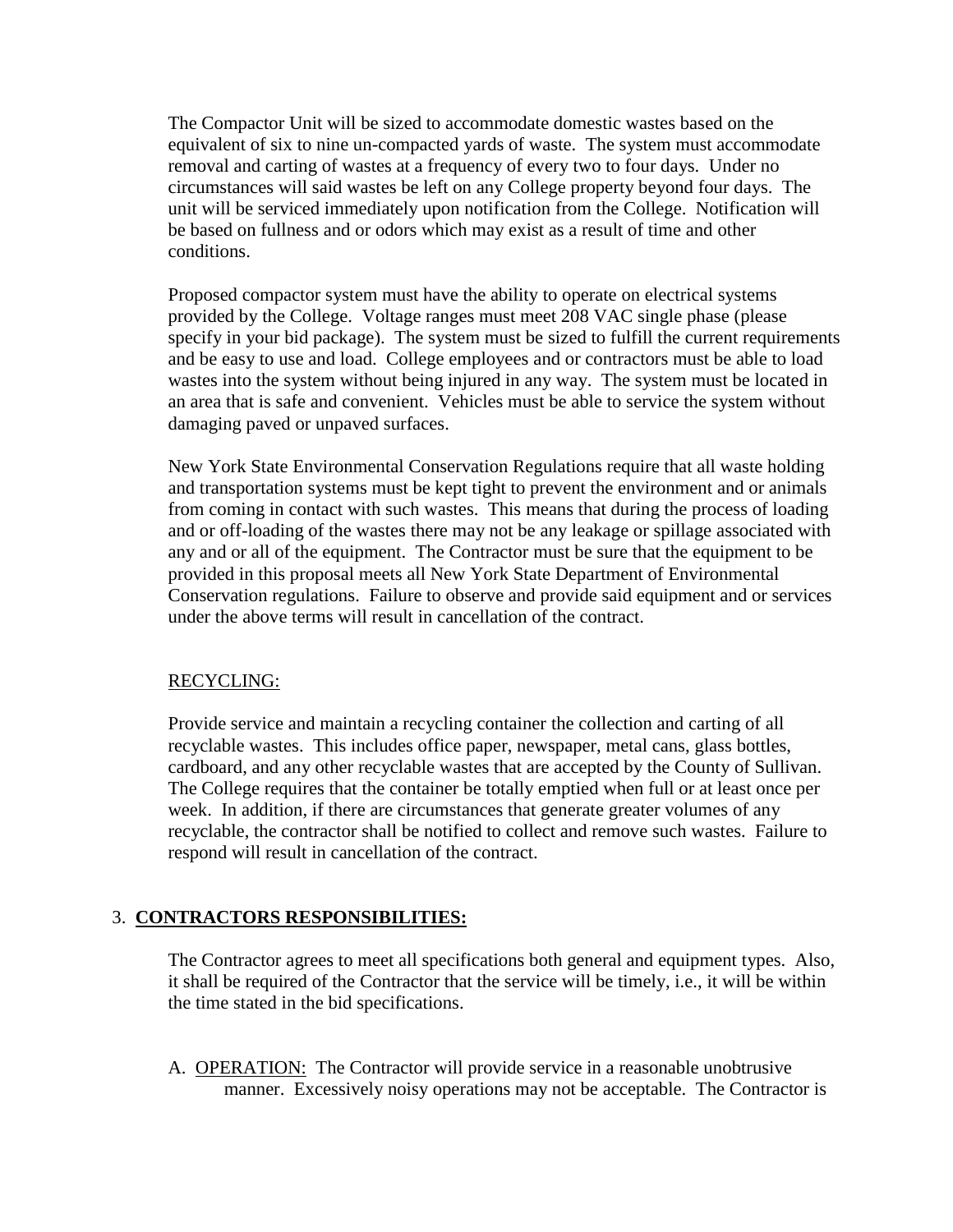The Compactor Unit will be sized to accommodate domestic wastes based on the equivalent of six to nine un-compacted yards of waste. The system must accommodate removal and carting of wastes at a frequency of every two to four days. Under no circumstances will said wastes be left on any College property beyond four days. The unit will be serviced immediately upon notification from the College. Notification will be based on fullness and or odors which may exist as a result of time and other conditions.

Proposed compactor system must have the ability to operate on electrical systems provided by the College. Voltage ranges must meet 208 VAC single phase (please specify in your bid package). The system must be sized to fulfill the current requirements and be easy to use and load. College employees and or contractors must be able to load wastes into the system without being injured in any way. The system must be located in an area that is safe and convenient. Vehicles must be able to service the system without damaging paved or unpaved surfaces.

New York State Environmental Conservation Regulations require that all waste holding and transportation systems must be kept tight to prevent the environment and or animals from coming in contact with such wastes. This means that during the process of loading and or off-loading of the wastes there may not be any leakage or spillage associated with any and or all of the equipment. The Contractor must be sure that the equipment to be provided in this proposal meets all New York State Department of Environmental Conservation regulations. Failure to observe and provide said equipment and or services under the above terms will result in cancellation of the contract.

<u>RECYCLING:</u>

Provide service and maintain a recycling container the collection and carting of all recyclable wastes. This includes office paper, newspaper, metal cans, glass bottles, cardboard, and any other recyclable wastes that are accepted by the County of Sullivan. The College requires that the container be totally emptied when full or at least once per week. In addition, if there are circumstances that generate greater volumes of any recyclable, the contractor shall be notified to collect and remove such wastes. Failure to respond will result in cancellation of the contract.

3. **<u>CONTRACTORS RESPONSIBILITIES:</u>**

The Contractor agrees to meet all specifications both general and equipment types. Also, it shall be required of the Contractor that the service will be timely, i.e., it will be within the time stated in the bid specifications.

A. <u>OPERATION:</u> The Contractor will provide service in a reasonable unobtrusive manner. Excessively noisy operations may not be acceptable. The Contractor is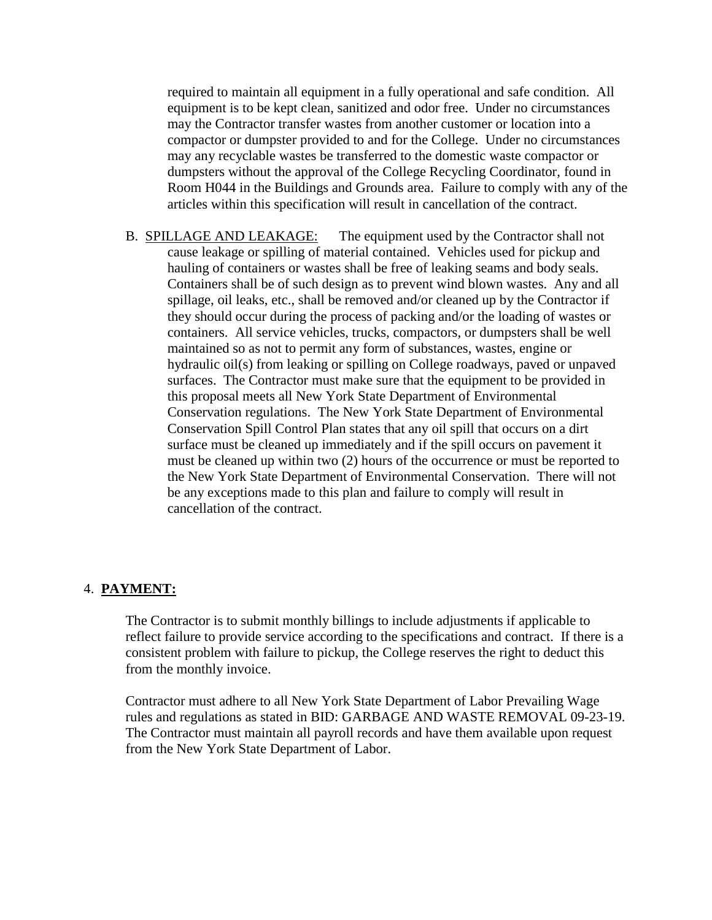required to maintain all equipment in a fully operational and safe condition. All equipment is to be kept clean, sanitized and odor free. Under no circumstances may the Contractor transfer wastes from another customer or location into a compactor or dumpster provided to and for the College. Under no circumstances may any recyclable wastes be transferred to the domestic waste compactor or dumpsters without the approval of the College Recycling Coordinator, found in Room H044 in the Buildings and Grounds area. Failure to comply with any of the articles within this specification will result in cancellation of the contract.

B. <u>SPILLAGE AND LEAKAGE:</u> The equipment used by the Contractor shall not cause leakage or spilling of material contained. Vehicles used for pickup and hauling of containers or wastes shall be free of leaking seams and body seals. Containers shall be of such design as to prevent wind blown wastes. Any and all spillage, oil leaks, etc., shall be removed and/or cleaned up by the Contractor if they should occur during the process of packing and/or the loading of wastes or containers. All service vehicles, trucks, compactors, or dumpsters shall be well maintained so as not to permit any form of substances, wastes, engine or hydraulic oil(s) from leaking or spilling on College roadways, paved or unpaved surfaces. The Contractor must make sure that the equipment to be provided in this proposal meets all New York State Department of Environmental Conservation regulations. The New York State Department of Environmental Conservation Spill Control Plan states that any oil spill that occurs on a dirt surface must be cleaned up immediately and if the spill occurs on pavement it must be cleaned up within two (2) hours of the occurrence or must be reported to the New York State Department of Environmental Conservation. There will not be any exceptions made to this plan and failure to comply will result in cancellation of the contract.

4. **<u>PAYMENT:</u>**

The Contractor is to submit monthly billings to include adjustments if applicable to reflect failure to provide service according to the specifications and contract. If there is a consistent problem with failure to pickup, the College reserves the right to deduct this from the monthly invoice.

Contractor must adhere to all New York State Department of Labor Prevailing Wage rules and regulations as stated in BID: GARBAGE AND WASTE REMOVAL 09-23-19. The Contractor must maintain all payroll records and have them available upon request from the New York State Department of Labor.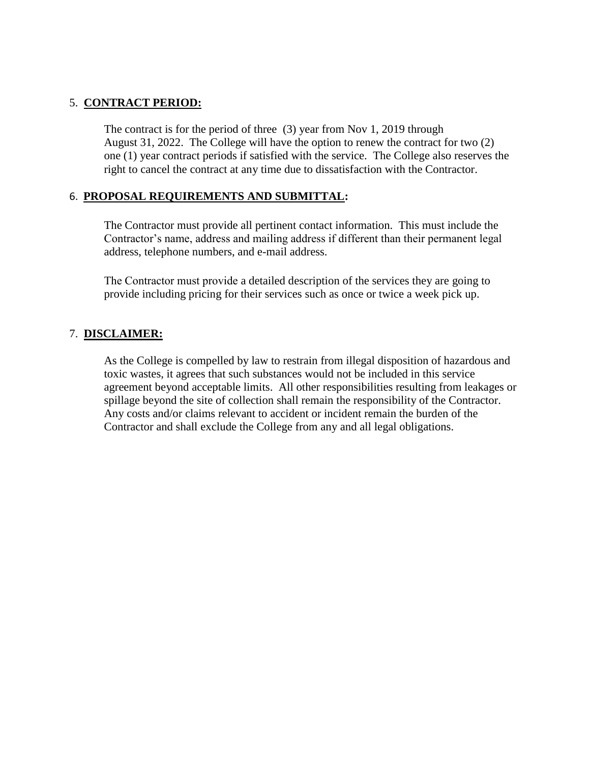5. **CONTRACT PERIOD:**

The contract is for the period of three (3) year from Nov 1, 2019 through August 31, 2022. The College will have the option to renew the contract for two (2) one (1) year contract periods if satisfied with the service. The College also reserves the right to cancel the contract at any time due to dissatisfaction with the Contractor.

6. **PROPOSAL REQUIREMENTS AND SUBMITTAL:**

The Contractor must provide all pertinent contact information. This must include the Contractor's name, address and mailing address if different than their permanent legal address, telephone numbers, and e-mail address.

The Contractor must provide a detailed description of the services they are going to provide including pricing for their services such as once or twice a week pick up.

7. **DISCLAIMER:**

As the College is compelled by law to restrain from illegal disposition of hazardous and toxic wastes, it agrees that such substances would not be included in this service agreement beyond acceptable limits. All other responsibilities resulting from leakages or spillage beyond the site of collection shall remain the responsibility of the Contractor. Any costs and/or claims relevant to accident or incident remain the burden of the Contractor and shall exclude the College from any and all legal obligations.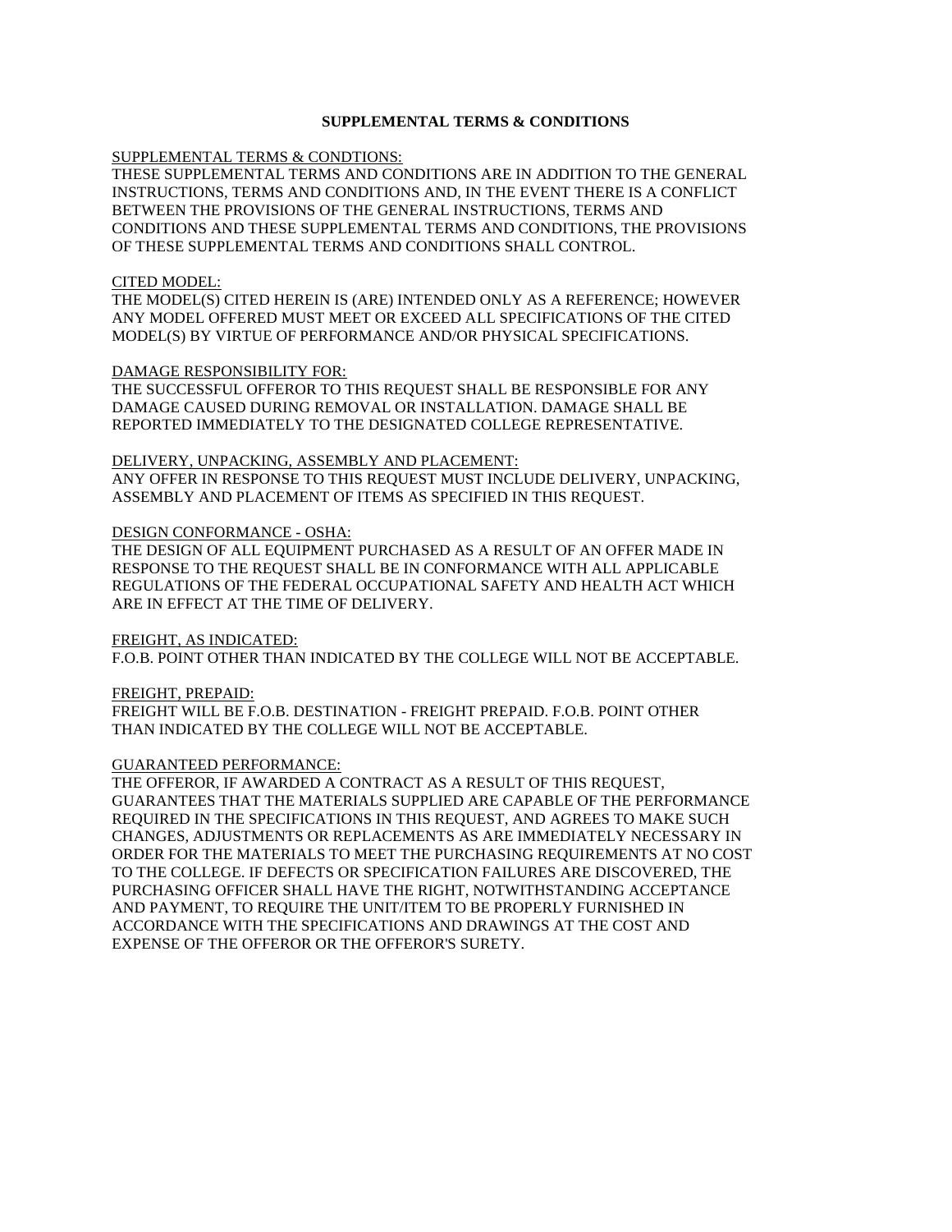**SUPPLEMENTAL TERMS & CONDITIONS**

SUPPLEMENTAL TERMS & CONDTIONS:
THESE SUPPLEMENTAL TERMS AND CONDITIONS ARE IN ADDITION TO THE GENERAL INSTRUCTIONS, TERMS AND CONDITIONS AND, IN THE EVENT THERE IS A CONFLICT BETWEEN THE PROVISIONS OF THE GENERAL INSTRUCTIONS, TERMS AND CONDITIONS AND THESE SUPPLEMENTAL TERMS AND CONDITIONS, THE PROVISIONS OF THESE SUPPLEMENTAL TERMS AND CONDITIONS SHALL CONTROL.

CITED MODEL:
THE MODEL(S) CITED HEREIN IS (ARE) INTENDED ONLY AS A REFERENCE; HOWEVER ANY MODEL OFFERED MUST MEET OR EXCEED ALL SPECIFICATIONS OF THE CITED MODEL(S) BY VIRTUE OF PERFORMANCE AND/OR PHYSICAL SPECIFICATIONS.

DAMAGE RESPONSIBILITY FOR:
THE SUCCESSFUL OFFEROR TO THIS REQUEST SHALL BE RESPONSIBLE FOR ANY DAMAGE CAUSED DURING REMOVAL OR INSTALLATION. DAMAGE SHALL BE REPORTED IMMEDIATELY TO THE DESIGNATED COLLEGE REPRESENTATIVE.

DELIVERY, UNPACKING, ASSEMBLY AND PLACEMENT:
ANY OFFER IN RESPONSE TO THIS REQUEST MUST INCLUDE DELIVERY, UNPACKING, ASSEMBLY AND PLACEMENT OF ITEMS AS SPECIFIED IN THIS REQUEST.

DESIGN CONFORMANCE - OSHA:
THE DESIGN OF ALL EQUIPMENT PURCHASED AS A RESULT OF AN OFFER MADE IN RESPONSE TO THE REQUEST SHALL BE IN CONFORMANCE WITH ALL APPLICABLE REGULATIONS OF THE FEDERAL OCCUPATIONAL SAFETY AND HEALTH ACT WHICH ARE IN EFFECT AT THE TIME OF DELIVERY.

FREIGHT, AS INDICATED:
F.O.B. POINT OTHER THAN INDICATED BY THE COLLEGE WILL NOT BE ACCEPTABLE.

FREIGHT, PREPAID:
FREIGHT WILL BE F.O.B. DESTINATION - FREIGHT PREPAID. F.O.B. POINT OTHER THAN INDICATED BY THE COLLEGE WILL NOT BE ACCEPTABLE.

GUARANTEED PERFORMANCE:
THE OFFEROR, IF AWARDED A CONTRACT AS A RESULT OF THIS REQUEST, GUARANTEES THAT THE MATERIALS SUPPLIED ARE CAPABLE OF THE PERFORMANCE REQUIRED IN THE SPECIFICATIONS IN THIS REQUEST, AND AGREES TO MAKE SUCH CHANGES, ADJUSTMENTS OR REPLACEMENTS AS ARE IMMEDIATELY NECESSARY IN ORDER FOR THE MATERIALS TO MEET THE PURCHASING REQUIREMENTS AT NO COST TO THE COLLEGE. IF DEFECTS OR SPECIFICATION FAILURES ARE DISCOVERED, THE PURCHASING OFFICER SHALL HAVE THE RIGHT, NOTWITHSTANDING ACCEPTANCE AND PAYMENT, TO REQUIRE THE UNIT/ITEM TO BE PROPERLY FURNISHED IN ACCORDANCE WITH THE SPECIFICATIONS AND DRAWINGS AT THE COST AND EXPENSE OF THE OFFEROR OR THE OFFEROR'S SURETY.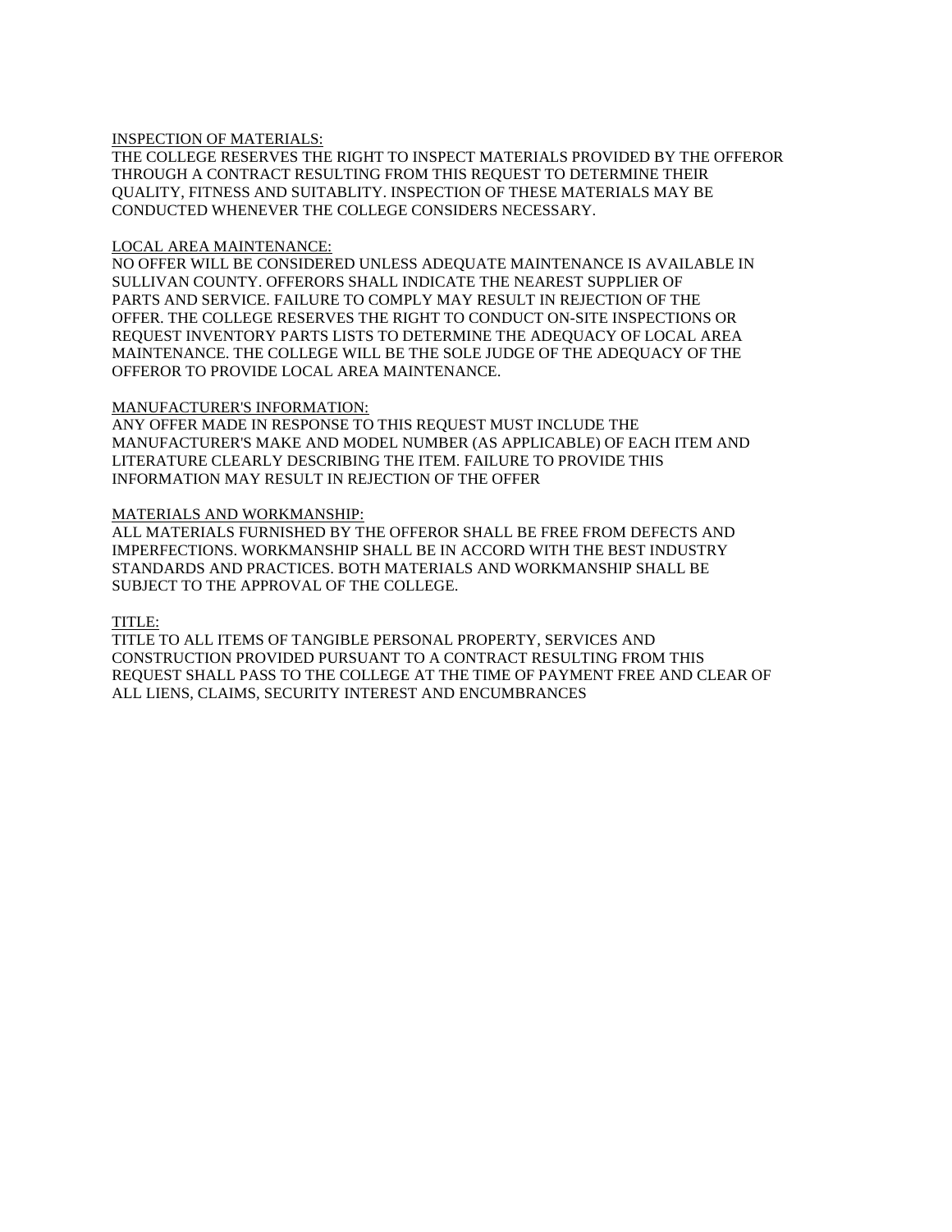<u>INSPECTION OF MATERIALS:</u>
THE COLLEGE RESERVES THE RIGHT TO INSPECT MATERIALS PROVIDED BY THE OFFEROR THROUGH A CONTRACT RESULTING FROM THIS REQUEST TO DETERMINE THEIR QUALITY, FITNESS AND SUITABLITY. INSPECTION OF THESE MATERIALS MAY BE CONDUCTED WHENEVER THE COLLEGE CONSIDERS NECESSARY.

<u>LOCAL AREA MAINTENANCE:</u>
NO OFFER WILL BE CONSIDERED UNLESS ADEQUATE MAINTENANCE IS AVAILABLE IN SULLIVAN COUNTY. OFFERORS SHALL INDICATE THE NEAREST SUPPLIER OF PARTS AND SERVICE. FAILURE TO COMPLY MAY RESULT IN REJECTION OF THE OFFER. THE COLLEGE RESERVES THE RIGHT TO CONDUCT ON-SITE INSPECTIONS OR REQUEST INVENTORY PARTS LISTS TO DETERMINE THE ADEQUACY OF LOCAL AREA MAINTENANCE. THE COLLEGE WILL BE THE SOLE JUDGE OF THE ADEQUACY OF THE OFFEROR TO PROVIDE LOCAL AREA MAINTENANCE.

<u>MANUFACTURER'S INFORMATION:</u>
ANY OFFER MADE IN RESPONSE TO THIS REQUEST MUST INCLUDE THE MANUFACTURER'S MAKE AND MODEL NUMBER (AS APPLICABLE) OF EACH ITEM AND LITERATURE CLEARLY DESCRIBING THE ITEM. FAILURE TO PROVIDE THIS INFORMATION MAY RESULT IN REJECTION OF THE OFFER

<u>MATERIALS AND WORKMANSHIP:</u>
ALL MATERIALS FURNISHED BY THE OFFEROR SHALL BE FREE FROM DEFECTS AND IMPERFECTIONS. WORKMANSHIP SHALL BE IN ACCORD WITH THE BEST INDUSTRY STANDARDS AND PRACTICES. BOTH MATERIALS AND WORKMANSHIP SHALL BE SUBJECT TO THE APPROVAL OF THE COLLEGE.

<u>TITLE:</u>
TITLE TO ALL ITEMS OF TANGIBLE PERSONAL PROPERTY, SERVICES AND CONSTRUCTION PROVIDED PURSUANT TO A CONTRACT RESULTING FROM THIS REQUEST SHALL PASS TO THE COLLEGE AT THE TIME OF PAYMENT FREE AND CLEAR OF ALL LIENS, CLAIMS, SECURITY INTEREST AND ENCUMBRANCES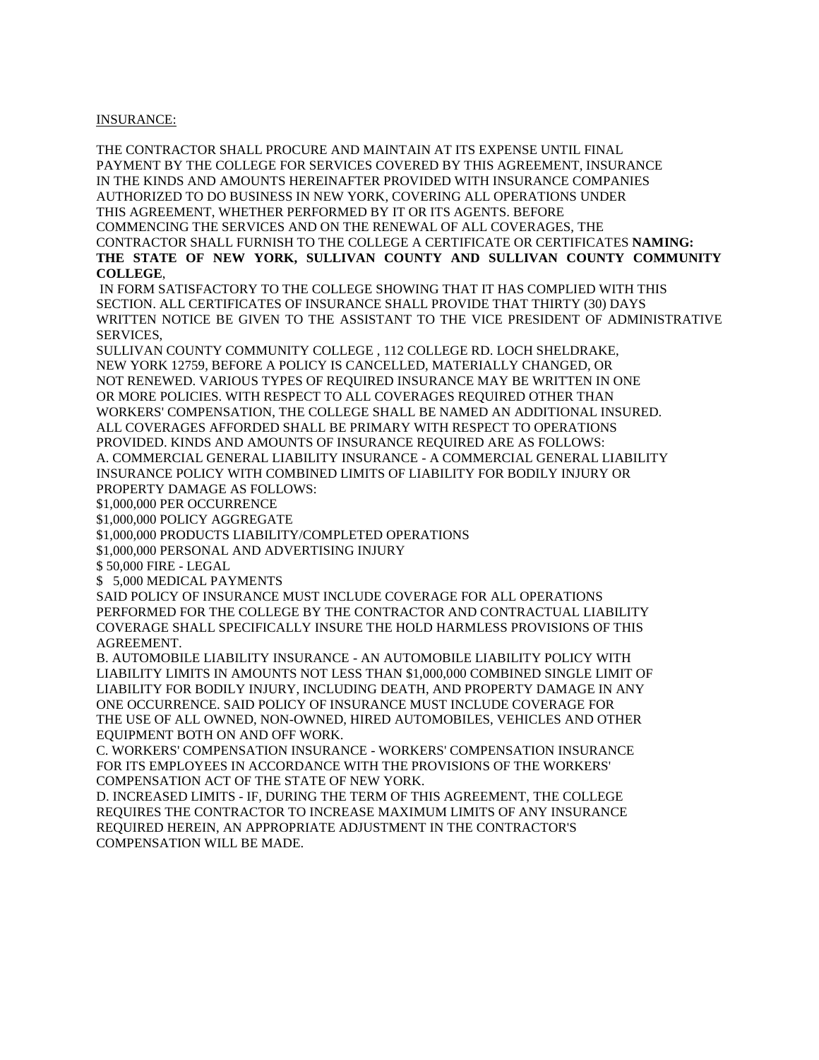INSURANCE:

THE CONTRACTOR SHALL PROCURE AND MAINTAIN AT ITS EXPENSE UNTIL FINAL PAYMENT BY THE COLLEGE FOR SERVICES COVERED BY THIS AGREEMENT, INSURANCE IN THE KINDS AND AMOUNTS HEREINAFTER PROVIDED WITH INSURANCE COMPANIES AUTHORIZED TO DO BUSINESS IN NEW YORK, COVERING ALL OPERATIONS UNDER THIS AGREEMENT, WHETHER PERFORMED BY IT OR ITS AGENTS. BEFORE COMMENCING THE SERVICES AND ON THE RENEWAL OF ALL COVERAGES, THE CONTRACTOR SHALL FURNISH TO THE COLLEGE A CERTIFICATE OR CERTIFICATES **NAMING: THE STATE OF NEW YORK, SULLIVAN COUNTY AND SULLIVAN COUNTY COMMUNITY COLLEGE**,

IN FORM SATISFACTORY TO THE COLLEGE SHOWING THAT IT HAS COMPLIED WITH THIS SECTION. ALL CERTIFICATES OF INSURANCE SHALL PROVIDE THAT THIRTY (30) DAYS WRITTEN NOTICE BE GIVEN TO THE ASSISTANT TO THE VICE PRESIDENT OF ADMINISTRATIVE SERVICES,

SULLIVAN COUNTY COMMUNITY COLLEGE , 112 COLLEGE RD. LOCH SHELDRAKE, NEW YORK 12759, BEFORE A POLICY IS CANCELLED, MATERIALLY CHANGED, OR NOT RENEWED. VARIOUS TYPES OF REQUIRED INSURANCE MAY BE WRITTEN IN ONE OR MORE POLICIES. WITH RESPECT TO ALL COVERAGES REQUIRED OTHER THAN WORKERS' COMPENSATION, THE COLLEGE SHALL BE NAMED AN ADDITIONAL INSURED. ALL COVERAGES AFFORDED SHALL BE PRIMARY WITH RESPECT TO OPERATIONS PROVIDED. KINDS AND AMOUNTS OF INSURANCE REQUIRED ARE AS FOLLOWS:

A. COMMERCIAL GENERAL LIABILITY INSURANCE - A COMMERCIAL GENERAL LIABILITY INSURANCE POLICY WITH COMBINED LIMITS OF LIABILITY FOR BODILY INJURY OR PROPERTY DAMAGE AS FOLLOWS:

$1,000,000 PER OCCURRENCE

$1,000,000 POLICY AGGREGATE

$1,000,000 PRODUCTS LIABILITY/COMPLETED OPERATIONS

$1,000,000 PERSONAL AND ADVERTISING INJURY

$ 50,000 FIRE - LEGAL

$ 5,000 MEDICAL PAYMENTS

SAID POLICY OF INSURANCE MUST INCLUDE COVERAGE FOR ALL OPERATIONS PERFORMED FOR THE COLLEGE BY THE CONTRACTOR AND CONTRACTUAL LIABILITY COVERAGE SHALL SPECIFICALLY INSURE THE HOLD HARMLESS PROVISIONS OF THIS AGREEMENT.

B. AUTOMOBILE LIABILITY INSURANCE - AN AUTOMOBILE LIABILITY POLICY WITH LIABILITY LIMITS IN AMOUNTS NOT LESS THAN $1,000,000 COMBINED SINGLE LIMIT OF LIABILITY FOR BODILY INJURY, INCLUDING DEATH, AND PROPERTY DAMAGE IN ANY ONE OCCURRENCE. SAID POLICY OF INSURANCE MUST INCLUDE COVERAGE FOR THE USE OF ALL OWNED, NON-OWNED, HIRED AUTOMOBILES, VEHICLES AND OTHER EQUIPMENT BOTH ON AND OFF WORK.

C. WORKERS' COMPENSATION INSURANCE - WORKERS' COMPENSATION INSURANCE FOR ITS EMPLOYEES IN ACCORDANCE WITH THE PROVISIONS OF THE WORKERS' COMPENSATION ACT OF THE STATE OF NEW YORK.

D. INCREASED LIMITS - IF, DURING THE TERM OF THIS AGREEMENT, THE COLLEGE REQUIRES THE CONTRACTOR TO INCREASE MAXIMUM LIMITS OF ANY INSURANCE REQUIRED HEREIN, AN APPROPRIATE ADJUSTMENT IN THE CONTRACTOR'S COMPENSATION WILL BE MADE.